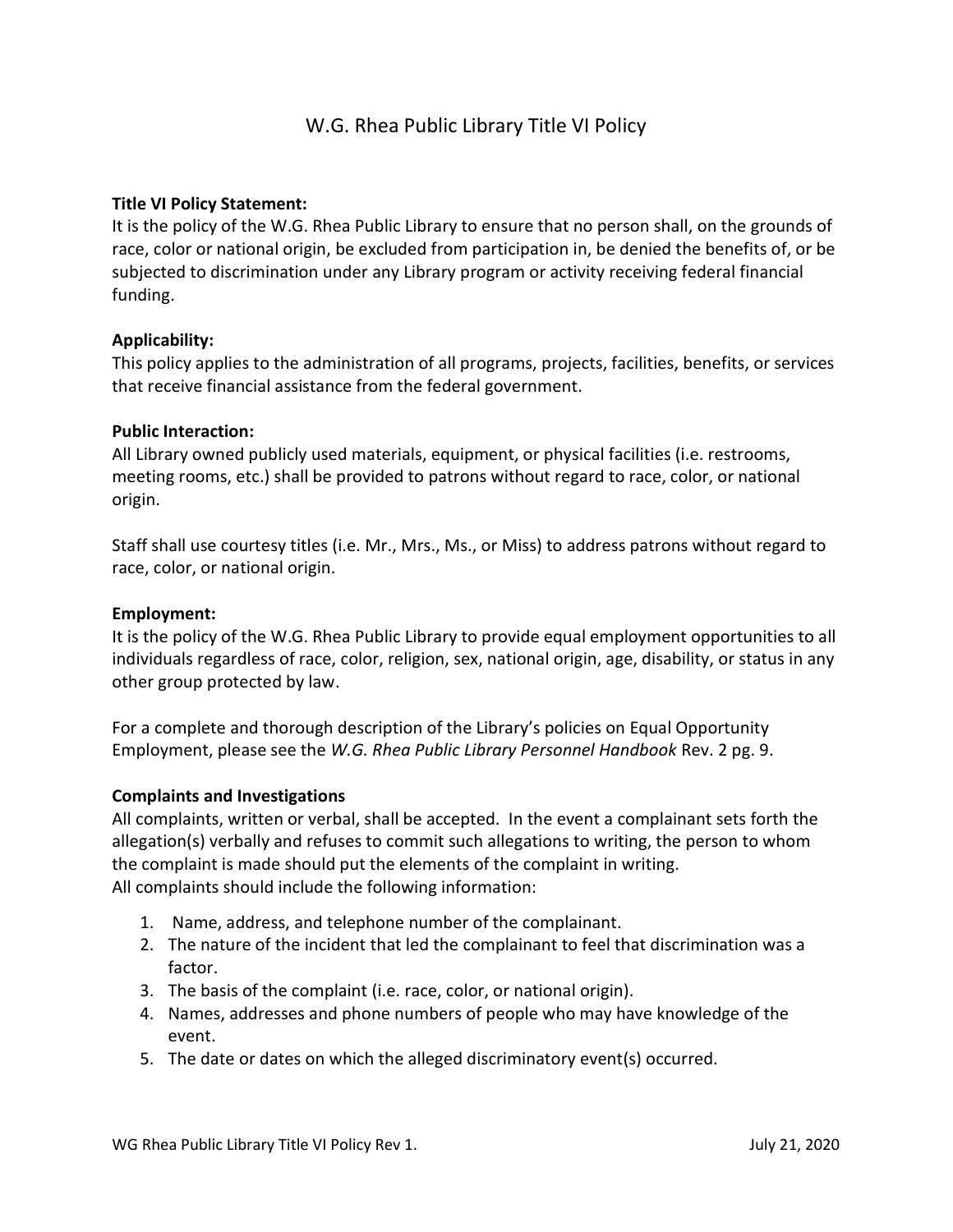# W.G. Rhea Public Library Title VI Policy

**Title VI Policy Statement:**

It is the policy of the W.G. Rhea Public Library to ensure that no person shall, on the grounds of race, color or national origin, be excluded from participation in, be denied the benefits of, or be subjected to discrimination under any Library program or activity receiving federal financial funding.

**Applicability:**

This policy applies to the administration of all programs, projects, facilities, benefits, or services that receive financial assistance from the federal government.

**Public Interaction:**

All Library owned publicly used materials, equipment, or physical facilities (i.e. restrooms, meeting rooms, etc.) shall be provided to patrons without regard to race, color, or national origin.

Staff shall use courtesy titles (i.e. Mr., Mrs., Ms., or Miss) to address patrons without regard to race, color, or national origin.

**Employment:**

It is the policy of the W.G. Rhea Public Library to provide equal employment opportunities to all individuals regardless of race, color, religion, sex, national origin, age, disability, or status in any other group protected by law.

For a complete and thorough description of the Library's policies on Equal Opportunity Employment, please see the *W.G. Rhea Public Library Personnel Handbook* Rev. 2 pg. 9.

**Complaints and Investigations**

All complaints, written or verbal, shall be accepted. In the event a complainant sets forth the allegation(s) verbally and refuses to commit such allegations to writing, the person to whom the complaint is made should put the elements of the complaint in writing.
All complaints should include the following information:

1. Name, address, and telephone number of the complainant.
2. The nature of the incident that led the complainant to feel that discrimination was a factor.
3. The basis of the complaint (i.e. race, color, or national origin).
4. Names, addresses and phone numbers of people who may have knowledge of the event.
5. The date or dates on which the alleged discriminatory event(s) occurred.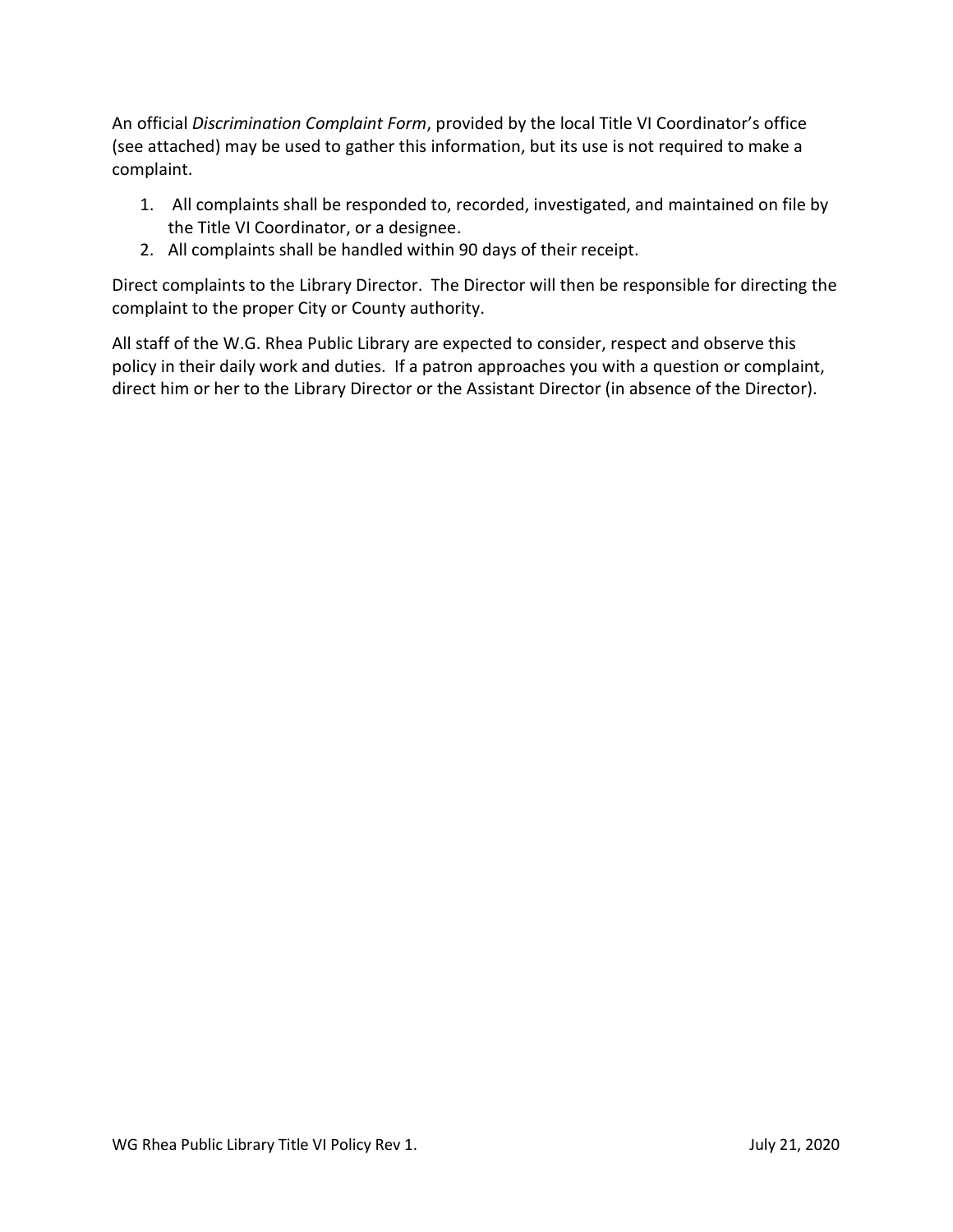An official *Discrimination Complaint Form*, provided by the local Title VI Coordinator's office (see attached) may be used to gather this information, but its use is not required to make a complaint.

1. All complaints shall be responded to, recorded, investigated, and maintained on file by the Title VI Coordinator, or a designee.
2. All complaints shall be handled within 90 days of their receipt.

Direct complaints to the Library Director. The Director will then be responsible for directing the complaint to the proper City or County authority.

All staff of the W.G. Rhea Public Library are expected to consider, respect and observe this policy in their daily work and duties. If a patron approaches you with a question or complaint, direct him or her to the Library Director or the Assistant Director (in absence of the Director).